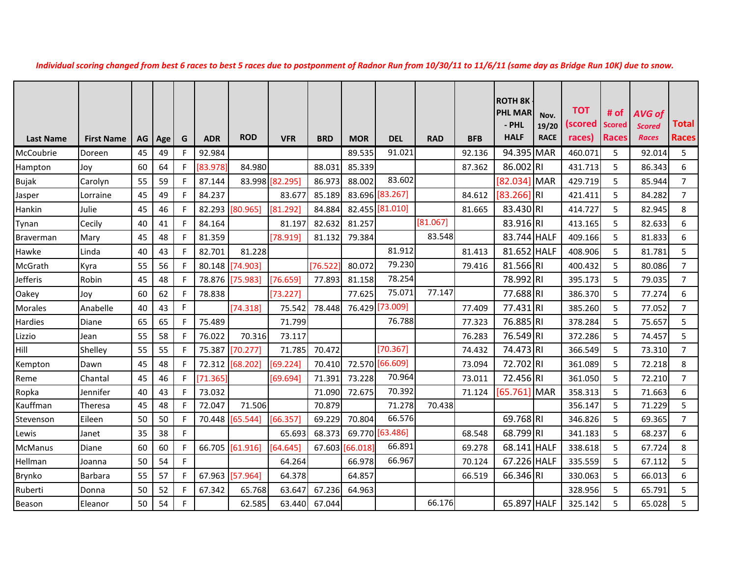*Individual scoring changed from best 6 races to best 5 races due to postponment of Radnor Run from 10/30/11 to 11/6/11 (same day as Bridge Run 10K) due to snow.*

| Last Name | First Name | AG | Age | G | ADR | ROD | VFR | BRD | MOR | DEL | RAD | BFB | ROTH 8K - PHL MAR - PHL HALF | Nov. 19/20 RACE | TOT (scored races) | # of Scored Races | AVG of Scored Races | Total Races |
|---|---|---|---|---|---|---|---|---|---|---|---|---|---|---|---|---|---|---|
| McCoubrie | Doreen | 45 | 49 | F | 92.984 | | | | 89.535 | 91.021 | | 92.136 | 94.395 | MAR | 460.071 | 5 | 92.014 | 5 |
| Hampton | Joy | 60 | 64 | F | [83.978] | 84.980 | | 88.031 | 85.339 | | | 87.362 | 86.002 | RI | 431.713 | 5 | 86.343 | 6 |
| Bujak | Carolyn | 55 | 59 | F | 87.144 | 83.998 | [82.295] | 86.973 | 88.002 | 83.602 | | | [82.034] | MAR | 429.719 | 5 | 85.944 | 7 |
| Jasper | Lorraine | 45 | 49 | F | 84.237 | | 83.677 | 85.189 | 83.696 | [83.267] | | 84.612 | [83.266] | RI | 421.411 | 5 | 84.282 | 7 |
| Hankin | Julie | 45 | 46 | F | 82.293 | [80.965] | [81.292] | 84.884 | 82.455 | [81.010] | | 81.665 | 83.430 | RI | 414.727 | 5 | 82.945 | 8 |
| Tynan | Cecily | 40 | 41 | F | 84.164 | | 81.197 | 82.632 | 81.257 | | [81.067] | | 83.916 | RI | 413.165 | 5 | 82.633 | 6 |
| Braverman | Mary | 45 | 48 | F | 81.359 | | [78.919] | 81.132 | 79.384 | | 83.548 | | 83.744 | HALF | 409.166 | 5 | 81.833 | 6 |
| Hawke | Linda | 40 | 43 | F | 82.701 | 81.228 | | | | 81.912 | | 81.413 | 81.652 | HALF | 408.906 | 5 | 81.781 | 5 |
| McGrath | Kyra | 55 | 56 | F | 80.148 | [74.903] | | [76.522] | 80.072 | 79.230 | | 79.416 | 81.566 | RI | 400.432 | 5 | 80.086 | 7 |
| Jefferis | Robin | 45 | 48 | F | 78.876 | [75.983] | [76.659] | 77.893 | 81.158 | 78.254 | | | 78.992 | RI | 395.173 | 5 | 79.035 | 7 |
| Oakey | Joy | 60 | 62 | F | 78.838 | | [73.227] | | 77.625 | 75.071 | 77.147 | | 77.688 | RI | 386.370 | 5 | 77.274 | 6 |
| Morales | Anabelle | 40 | 43 | F | | [74.318] | 75.542 | 78.448 | 76.429 | [73.009] | | 77.409 | 77.431 | RI | 385.260 | 5 | 77.052 | 7 |
| Hardies | Diane | 65 | 65 | F | 75.489 | | 71.799 | | | 76.788 | | 77.323 | 76.885 | RI | 378.284 | 5 | 75.657 | 5 |
| Lizzio | Jean | 55 | 58 | F | 76.022 | 70.316 | 73.117 | | | | | 76.283 | 76.549 | RI | 372.286 | 5 | 74.457 | 5 |
| Hill | Shelley | 55 | 55 | F | 75.387 | [70.277] | 71.785 | 70.472 | | [70.367] | | 74.432 | 74.473 | RI | 366.549 | 5 | 73.310 | 7 |
| Kempton | Dawn | 45 | 48 | F | 72.312 | [68.202] | [69.224] | 70.410 | 72.570 | [66.609] | | 73.094 | 72.702 | RI | 361.089 | 5 | 72.218 | 8 |
| Reme | Chantal | 45 | 46 | F | [71.365] | | [69.694] | 71.391 | 73.228 | 70.964 | | 73.011 | 72.456 | RI | 361.050 | 5 | 72.210 | 7 |
| Ropka | Jennifer | 40 | 43 | F | 73.032 | | | 71.090 | 72.675 | 70.392 | | 71.124 | [65.761] | MAR | 358.313 | 5 | 71.663 | 6 |
| Kauffman | Theresa | 45 | 48 | F | 72.047 | 71.506 | | 70.879 | | 71.278 | 70.438 | | | | 356.147 | 5 | 71.229 | 5 |
| Stevenson | Eileen | 50 | 50 | F | 70.448 | [65.544] | [66.357] | 69.229 | 70.804 | 66.576 | | | 69.768 | RI | 346.826 | 5 | 69.365 | 7 |
| Lewis | Janet | 35 | 38 | F | | | 65.693 | 68.373 | 69.770 | [63.486] | | 68.548 | 68.799 | RI | 341.183 | 5 | 68.237 | 6 |
| McManus | Diane | 60 | 60 | F | 66.705 | [61.916] | [64.645] | 67.603 | [66.018] | 66.891 | | 69.278 | 68.141 | HALF | 338.618 | 5 | 67.724 | 8 |
| Hellman | Joanna | 50 | 54 | F | | | 64.264 | | 66.978 | 66.967 | | 70.124 | 67.226 | HALF | 335.559 | 5 | 67.112 | 5 |
| Brynko | Barbara | 55 | 57 | F | 67.963 | [57.964] | 64.378 | | 64.857 | | | 66.519 | 66.346 | RI | 330.063 | 5 | 66.013 | 6 |
| Ruberti | Donna | 50 | 52 | F | 67.342 | 65.768 | 63.647 | 67.236 | 64.963 | | | | | | 328.956 | 5 | 65.791 | 5 |
| Beason | Eleanor | 50 | 54 | F | | 62.585 | 63.440 | 67.044 | | | 66.176 | | 65.897 | HALF | 325.142 | 5 | 65.028 | 5 |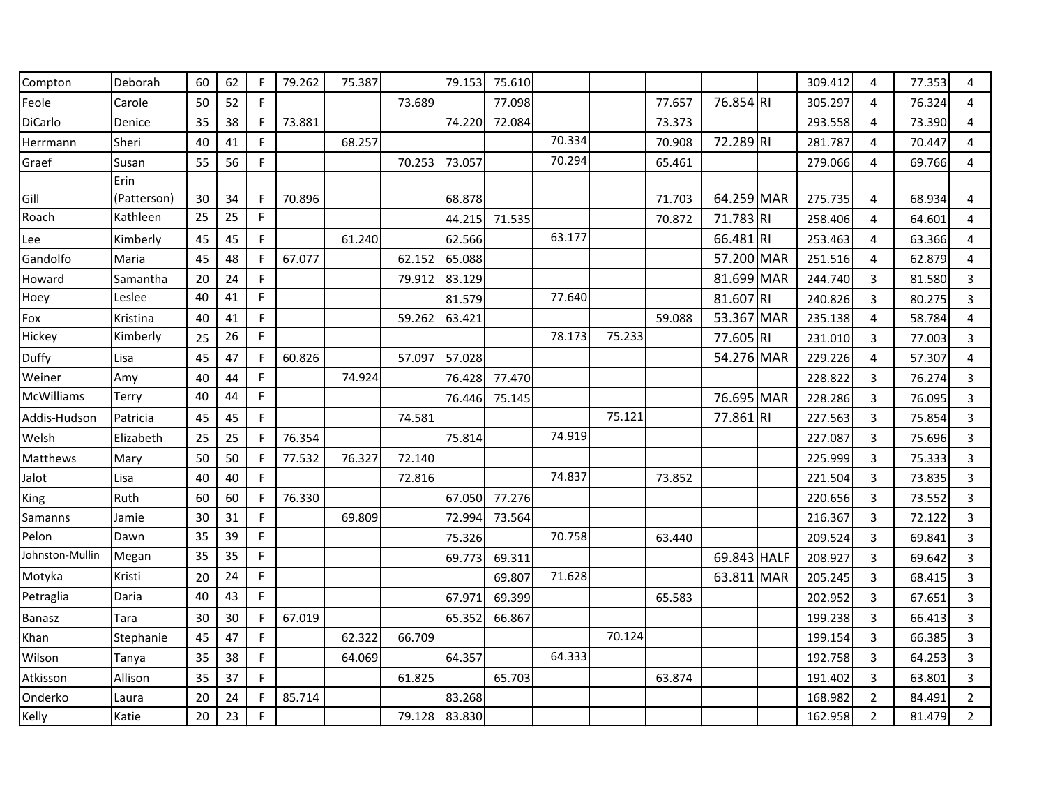| | | | | | | | | | | | | | | | | | | |
|---|---|---|---|---|---|---|---|---|---|---|---|---|---|---|---|---|---|---|
| Compton | Deborah | 60 | 62 | F | 79.262 | 75.387 | | 79.153 | 75.610 | | | | | | 309.412 | 4 | 77.353 | 4 |
| Feole | Carole | 50 | 52 | F | | | 73.689 | | 77.098 | | | 77.657 | 76.854 | RI | 305.297 | 4 | 76.324 | 4 |
| DiCarlo | Denice | 35 | 38 | F | 73.881 | | | 74.220 | 72.084 | | | 73.373 | | | 293.558 | 4 | 73.390 | 4 |
| Herrmann | Sheri | 40 | 41 | F | | 68.257 | | | | 70.334 | | 70.908 | 72.289 | RI | 281.787 | 4 | 70.447 | 4 |
| Graef | Susan | 55 | 56 | F | | | 70.253 | 73.057 | | 70.294 | | 65.461 | | | 279.066 | 4 | 69.766 | 4 |
| Gill | Erin (Patterson) | 30 | 34 | F | 70.896 | | | 68.878 | | | | 71.703 | 64.259 | MAR | 275.735 | 4 | 68.934 | 4 |
| Roach | Kathleen | 25 | 25 | F | | | | 44.215 | 71.535 | | | 70.872 | 71.783 | RI | 258.406 | 4 | 64.601 | 4 |
| Lee | Kimberly | 45 | 45 | F | | 61.240 | | 62.566 | | 63.177 | | | 66.481 | RI | 253.463 | 4 | 63.366 | 4 |
| Gandolfo | Maria | 45 | 48 | F | 67.077 | | 62.152 | 65.088 | | | | | 57.200 | MAR | 251.516 | 4 | 62.879 | 4 |
| Howard | Samantha | 20 | 24 | F | | | 79.912 | 83.129 | | | | | 81.699 | MAR | 244.740 | 3 | 81.580 | 3 |
| Hoey | Leslee | 40 | 41 | F | | | | 81.579 | | 77.640 | | | 81.607 | RI | 240.826 | 3 | 80.275 | 3 |
| Fox | Kristina | 40 | 41 | F | | | 59.262 | 63.421 | | | | 59.088 | 53.367 | MAR | 235.138 | 4 | 58.784 | 4 |
| Hickey | Kimberly | 25 | 26 | F | | | | | | 78.173 | 75.233 | | 77.605 | RI | 231.010 | 3 | 77.003 | 3 |
| Duffy | Lisa | 45 | 47 | F | 60.826 | | 57.097 | 57.028 | | | | | 54.276 | MAR | 229.226 | 4 | 57.307 | 4 |
| Weiner | Amy | 40 | 44 | F | | 74.924 | | 76.428 | 77.470 | | | | | | 228.822 | 3 | 76.274 | 3 |
| McWilliams | Terry | 40 | 44 | F | | | | 76.446 | 75.145 | | | | 76.695 | MAR | 228.286 | 3 | 76.095 | 3 |
| Addis-Hudson | Patricia | 45 | 45 | F | | | 74.581 | | | | 75.121 | | 77.861 | RI | 227.563 | 3 | 75.854 | 3 |
| Welsh | Elizabeth | 25 | 25 | F | 76.354 | | | 75.814 | | 74.919 | | | | | 227.087 | 3 | 75.696 | 3 |
| Matthews | Mary | 50 | 50 | F | 77.532 | 76.327 | 72.140 | | | | | | | | 225.999 | 3 | 75.333 | 3 |
| Jalot | Lisa | 40 | 40 | F | | | 72.816 | | | 74.837 | | 73.852 | | | 221.504 | 3 | 73.835 | 3 |
| King | Ruth | 60 | 60 | F | 76.330 | | | 67.050 | 77.276 | | | | | | 220.656 | 3 | 73.552 | 3 |
| Samanns | Jamie | 30 | 31 | F | | 69.809 | | 72.994 | 73.564 | | | | | | 216.367 | 3 | 72.122 | 3 |
| Pelon | Dawn | 35 | 39 | F | | | | 75.326 | | 70.758 | | 63.440 | | | 209.524 | 3 | 69.841 | 3 |
| Johnston-Mullin | Megan | 35 | 35 | F | | | | 69.773 | 69.311 | | | | 69.843 | HALF | 208.927 | 3 | 69.642 | 3 |
| Motyka | Kristi | 20 | 24 | F | | | | | 69.807 | 71.628 | | | 63.811 | MAR | 205.245 | 3 | 68.415 | 3 |
| Petraglia | Daria | 40 | 43 | F | | | | 67.971 | 69.399 | | | 65.583 | | | 202.952 | 3 | 67.651 | 3 |
| Banasz | Tara | 30 | 30 | F | 67.019 | | | 65.352 | 66.867 | | | | | | 199.238 | 3 | 66.413 | 3 |
| Khan | Stephanie | 45 | 47 | F | | 62.322 | 66.709 | | | | 70.124 | | | | 199.154 | 3 | 66.385 | 3 |
| Wilson | Tanya | 35 | 38 | F | | 64.069 | | 64.357 | | 64.333 | | | | | 192.758 | 3 | 64.253 | 3 |
| Atkisson | Allison | 35 | 37 | F | | | 61.825 | | 65.703 | | | 63.874 | | | 191.402 | 3 | 63.801 | 3 |
| Onderko | Laura | 20 | 24 | F | 85.714 | | | 83.268 | | | | | | | 168.982 | 2 | 84.491 | 2 |
| Kelly | Katie | 20 | 23 | F | | | 79.128 | 83.830 | | | | | | | 162.958 | 2 | 81.479 | 2 |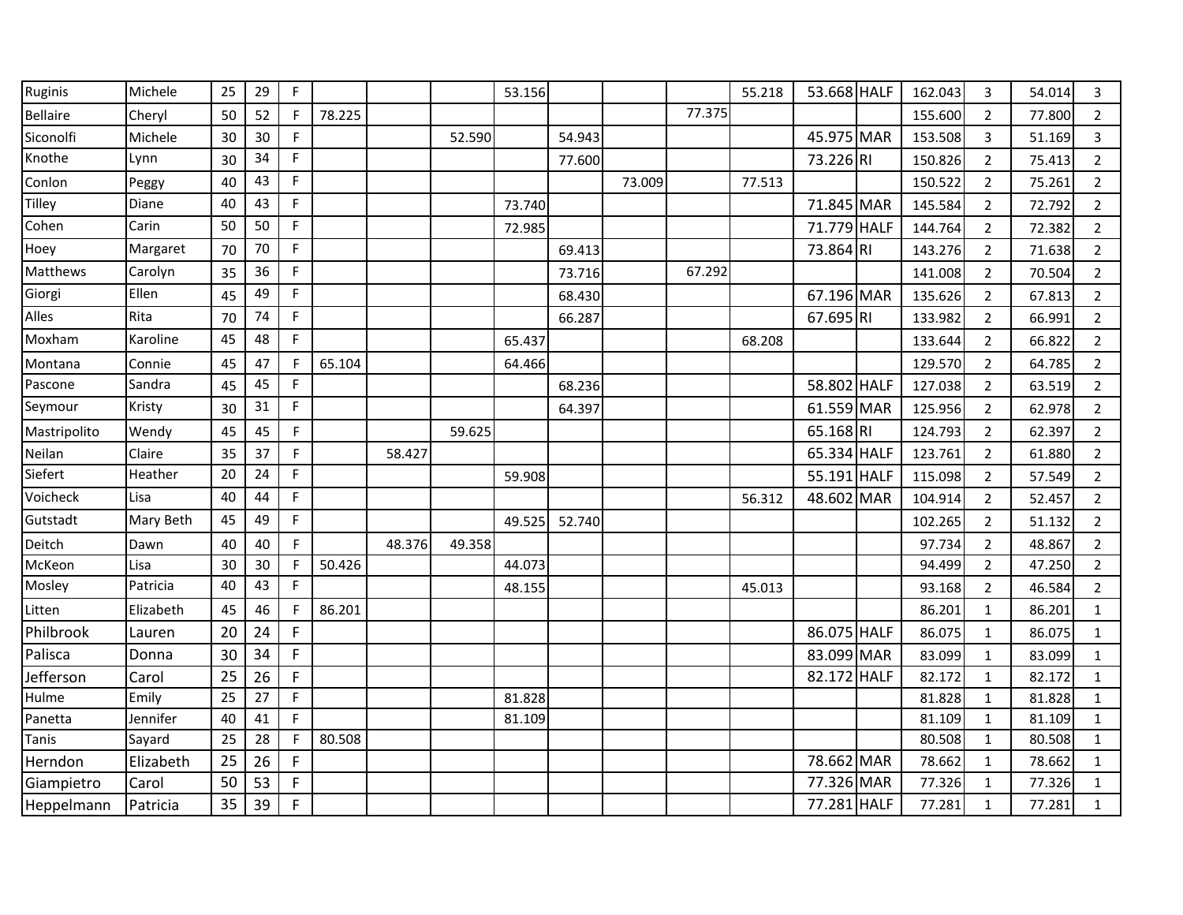| | | | | | | | | | | | | | | | | | | |
|---|---|---|---|---|---|---|---|---|---|---|---|---|---|---|---|---|---|---|
| Ruginis | Michele | 25 | 29 | F | | | | 53.156 | | | | 55.218 | 53.668 | HALF | 162.043 | 3 | 54.014 | 3 |
| Bellaire | Cheryl | 50 | 52 | F | 78.225 | | | | | | 77.375 | | | | 155.600 | 2 | 77.800 | 2 |
| Siconolfi | Michele | 30 | 30 | F | | | 52.590 | | 54.943 | | | | 45.975 | MAR | 153.508 | 3 | 51.169 | 3 |
| Knothe | Lynn | 30 | 34 | F | | | | | 77.600 | | | | 73.226 | RI | 150.826 | 2 | 75.413 | 2 |
| Conlon | Peggy | 40 | 43 | F | | | | | | 73.009 | | 77.513 | | | 150.522 | 2 | 75.261 | 2 |
| Tilley | Diane | 40 | 43 | F | | | | 73.740 | | | | | 71.845 | MAR | 145.584 | 2 | 72.792 | 2 |
| Cohen | Carin | 50 | 50 | F | | | | 72.985 | | | | | 71.779 | HALF | 144.764 | 2 | 72.382 | 2 |
| Hoey | Margaret | 70 | 70 | F | | | | | 69.413 | | | | 73.864 | RI | 143.276 | 2 | 71.638 | 2 |
| Matthews | Carolyn | 35 | 36 | F | | | | | 73.716 | | 67.292 | | | | 141.008 | 2 | 70.504 | 2 |
| Giorgi | Ellen | 45 | 49 | F | | | | | 68.430 | | | | 67.196 | MAR | 135.626 | 2 | 67.813 | 2 |
| Alles | Rita | 70 | 74 | F | | | | | 66.287 | | | | 67.695 | RI | 133.982 | 2 | 66.991 | 2 |
| Moxham | Karoline | 45 | 48 | F | | | | 65.437 | | | | 68.208 | | | 133.644 | 2 | 66.822 | 2 |
| Montana | Connie | 45 | 47 | F | 65.104 | | | 64.466 | | | | | | | 129.570 | 2 | 64.785 | 2 |
| Pascone | Sandra | 45 | 45 | F | | | | | 68.236 | | | | 58.802 | HALF | 127.038 | 2 | 63.519 | 2 |
| Seymour | Kristy | 30 | 31 | F | | | | | 64.397 | | | | 61.559 | MAR | 125.956 | 2 | 62.978 | 2 |
| Mastripolito | Wendy | 45 | 45 | F | | | 59.625 | | | | | | 65.168 | RI | 124.793 | 2 | 62.397 | 2 |
| Neilan | Claire | 35 | 37 | F | | 58.427 | | | | | | | 65.334 | HALF | 123.761 | 2 | 61.880 | 2 |
| Siefert | Heather | 20 | 24 | F | | | | 59.908 | | | | | 55.191 | HALF | 115.098 | 2 | 57.549 | 2 |
| Voicheck | Lisa | 40 | 44 | F | | | | | | | | 56.312 | 48.602 | MAR | 104.914 | 2 | 52.457 | 2 |
| Gutstadt | Mary Beth | 45 | 49 | F | | | | 49.525 | 52.740 | | | | | | 102.265 | 2 | 51.132 | 2 |
| Deitch | Dawn | 40 | 40 | F | | 48.376 | 49.358 | | | | | | | | 97.734 | 2 | 48.867 | 2 |
| McKeon | Lisa | 30 | 30 | F | 50.426 | | | 44.073 | | | | | | | 94.499 | 2 | 47.250 | 2 |
| Mosley | Patricia | 40 | 43 | F | | | | 48.155 | | | | 45.013 | | | 93.168 | 2 | 46.584 | 2 |
| Litten | Elizabeth | 45 | 46 | F | 86.201 | | | | | | | | | | 86.201 | 1 | 86.201 | 1 |
| Philbrook | Lauren | 20 | 24 | F | | | | | | | | | 86.075 | HALF | 86.075 | 1 | 86.075 | 1 |
| Palisca | Donna | 30 | 34 | F | | | | | | | | | 83.099 | MAR | 83.099 | 1 | 83.099 | 1 |
| Jefferson | Carol | 25 | 26 | F | | | | | | | | | 82.172 | HALF | 82.172 | 1 | 82.172 | 1 |
| Hulme | Emily | 25 | 27 | F | | | | 81.828 | | | | | | | 81.828 | 1 | 81.828 | 1 |
| Panetta | Jennifer | 40 | 41 | F | | | | 81.109 | | | | | | | 81.109 | 1 | 81.109 | 1 |
| Tanis | Sayard | 25 | 28 | F | 80.508 | | | | | | | | | | 80.508 | 1 | 80.508 | 1 |
| Herndon | Elizabeth | 25 | 26 | F | | | | | | | | | 78.662 | MAR | 78.662 | 1 | 78.662 | 1 |
| Giampietro | Carol | 50 | 53 | F | | | | | | | | | 77.326 | MAR | 77.326 | 1 | 77.326 | 1 |
| Heppelmann | Patricia | 35 | 39 | F | | | | | | | | | 77.281 | HALF | 77.281 | 1 | 77.281 | 1 |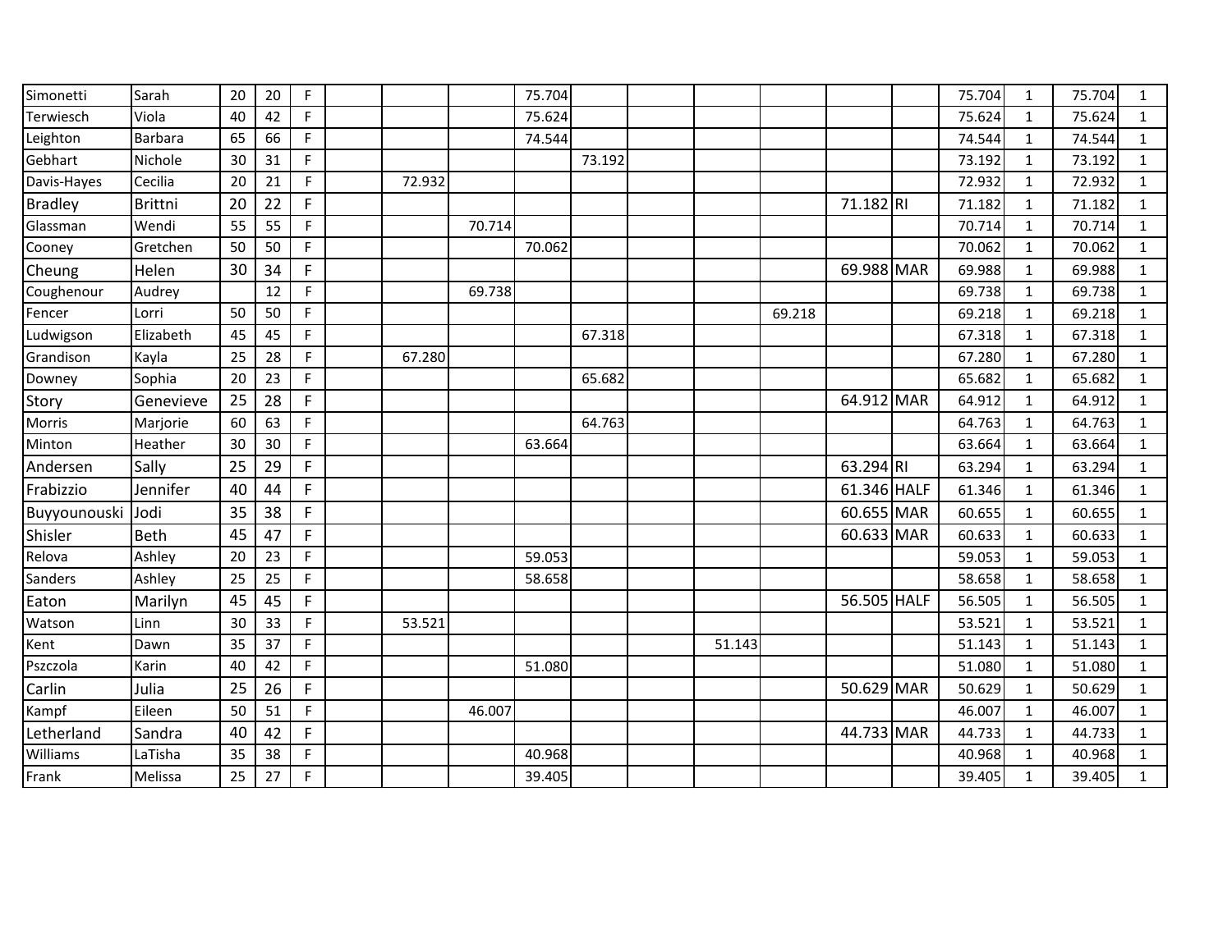| | | | | | | | | | | | | | | | | | | |
|---|---|---|---|---|---|---|---|---|---|---|---|---|---|---|---|---|---|---|
| Simonetti | Sarah | 20 | 20 | F | | | | 75.704 | | | | | | | 75.704 | 1 | 75.704 | 1 |
| Terwiesch | Viola | 40 | 42 | F | | | | 75.624 | | | | | | | 75.624 | 1 | 75.624 | 1 |
| Leighton | Barbara | 65 | 66 | F | | | | 74.544 | | | | | | | 74.544 | 1 | 74.544 | 1 |
| Gebhart | Nichole | 30 | 31 | F | | | | | 73.192 | | | | | | 73.192 | 1 | 73.192 | 1 |
| Davis-Hayes | Cecilia | 20 | 21 | F | | 72.932 | | | | | | | | | 72.932 | 1 | 72.932 | 1 |
| Bradley | Brittni | 20 | 22 | F | | | | | | | | | 71.182 | RI | 71.182 | 1 | 71.182 | 1 |
| Glassman | Wendi | 55 | 55 | F | | | 70.714 | | | | | | | | 70.714 | 1 | 70.714 | 1 |
| Cooney | Gretchen | 50 | 50 | F | | | | 70.062 | | | | | | | 70.062 | 1 | 70.062 | 1 |
| Cheung | Helen | 30 | 34 | F | | | | | | | | | 69.988 | MAR | 69.988 | 1 | 69.988 | 1 |
| Coughenour | Audrey | | 12 | F | | | 69.738 | | | | | | | | 69.738 | 1 | 69.738 | 1 |
| Fencer | Lorri | 50 | 50 | F | | | | | | | | 69.218 | | | 69.218 | 1 | 69.218 | 1 |
| Ludwigson | Elizabeth | 45 | 45 | F | | | | | 67.318 | | | | | | 67.318 | 1 | 67.318 | 1 |
| Grandison | Kayla | 25 | 28 | F | | 67.280 | | | | | | | | | 67.280 | 1 | 67.280 | 1 |
| Downey | Sophia | 20 | 23 | F | | | | | 65.682 | | | | | | 65.682 | 1 | 65.682 | 1 |
| Story | Genevieve | 25 | 28 | F | | | | | | | | | 64.912 | MAR | 64.912 | 1 | 64.912 | 1 |
| Morris | Marjorie | 60 | 63 | F | | | | | 64.763 | | | | | | 64.763 | 1 | 64.763 | 1 |
| Minton | Heather | 30 | 30 | F | | | | 63.664 | | | | | | | 63.664 | 1 | 63.664 | 1 |
| Andersen | Sally | 25 | 29 | F | | | | | | | | | 63.294 | RI | 63.294 | 1 | 63.294 | 1 |
| Frabizzio | Jennifer | 40 | 44 | F | | | | | | | | | 61.346 | HALF | 61.346 | 1 | 61.346 | 1 |
| Buyyounouski | Jodi | 35 | 38 | F | | | | | | | | | 60.655 | MAR | 60.655 | 1 | 60.655 | 1 |
| Shisler | Beth | 45 | 47 | F | | | | | | | | | 60.633 | MAR | 60.633 | 1 | 60.633 | 1 |
| Relova | Ashley | 20 | 23 | F | | | | 59.053 | | | | | | | 59.053 | 1 | 59.053 | 1 |
| Sanders | Ashley | 25 | 25 | F | | | | 58.658 | | | | | | | 58.658 | 1 | 58.658 | 1 |
| Eaton | Marilyn | 45 | 45 | F | | | | | | | | | 56.505 | HALF | 56.505 | 1 | 56.505 | 1 |
| Watson | Linn | 30 | 33 | F | | 53.521 | | | | | | | | | 53.521 | 1 | 53.521 | 1 |
| Kent | Dawn | 35 | 37 | F | | | | | | | 51.143 | | | | 51.143 | 1 | 51.143 | 1 |
| Pszczola | Karin | 40 | 42 | F | | | | 51.080 | | | | | | | 51.080 | 1 | 51.080 | 1 |
| Carlin | Julia | 25 | 26 | F | | | | | | | | | 50.629 | MAR | 50.629 | 1 | 50.629 | 1 |
| Kampf | Eileen | 50 | 51 | F | | | 46.007 | | | | | | | | 46.007 | 1 | 46.007 | 1 |
| Letherland | Sandra | 40 | 42 | F | | | | | | | | | 44.733 | MAR | 44.733 | 1 | 44.733 | 1 |
| Williams | LaTisha | 35 | 38 | F | | | | 40.968 | | | | | | | 40.968 | 1 | 40.968 | 1 |
| Frank | Melissa | 25 | 27 | F | | | | 39.405 | | | | | | | 39.405 | 1 | 39.405 | 1 |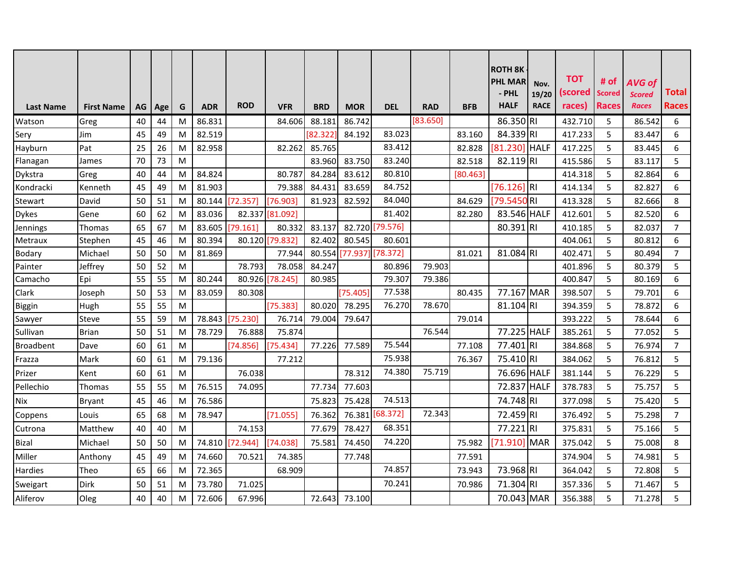| Last Name | First Name | AG | Age | G | ADR | ROD | VFR | BRD | MOR | DEL | RAD | BFB | ROTH 8K - PHL MAR - PHL HALF | Nov. 19/20 RACE | TOT (scored races) | # of Scored Races | AVG of Scored Races | Total Races |
|---|---|---|---|---|---|---|---|---|---|---|---|---|---|---|---|---|---|---|
| Watson | Greg | 40 | 44 | M | 86.831 | | 84.606 | 88.181 | 86.742 | | [83.650] | | 86.350 | RI | 432.710 | 5 | 86.542 | 6 |
| Sery | Jim | 45 | 49 | M | 82.519 | | | [82.322] | 84.192 | 83.023 | | 83.160 | 84.339 | RI | 417.233 | 5 | 83.447 | 6 |
| Hayburn | Pat | 25 | 26 | M | 82.958 | | 82.262 | 85.765 | | 83.412 | | 82.828 | [81.230] | HALF | 417.225 | 5 | 83.445 | 6 |
| Flanagan | James | 70 | 73 | M | | | | 83.960 | 83.750 | 83.240 | | 82.518 | 82.119 | RI | 415.586 | 5 | 83.117 | 5 |
| Dykstra | Greg | 40 | 44 | M | 84.824 | | 80.787 | 84.284 | 83.612 | 80.810 | | [80.463] | | | 414.318 | 5 | 82.864 | 6 |
| Kondracki | Kenneth | 45 | 49 | M | 81.903 | | 79.388 | 84.431 | 83.659 | 84.752 | | | [76.126] | RI | 414.134 | 5 | 82.827 | 6 |
| Stewart | David | 50 | 51 | M | 80.144 | [72.357] | [76.903] | 81.923 | 82.592 | 84.040 | | 84.629 | [79.5450 | RI | 413.328 | 5 | 82.666 | 8 |
| Dykes | Gene | 60 | 62 | M | 83.036 | 82.337 | [81.092] | | | 81.402 | | 82.280 | 83.546 | HALF | 412.601 | 5 | 82.520 | 6 |
| Jennings | Thomas | 65 | 67 | M | 83.605 | [79.161] | 80.332 | 83.137 | 82.720 | [79.576] | | | 80.391 | RI | 410.185 | 5 | 82.037 | 7 |
| Metraux | Stephen | 45 | 46 | M | 80.394 | 80.120 | [79.832] | 82.402 | 80.545 | 80.601 | | | | | 404.061 | 5 | 80.812 | 6 |
| Bodary | Michael | 50 | 50 | M | 81.869 | | 77.944 | 80.554 | [77.937] | [78.372] | | 81.021 | 81.084 | RI | 402.471 | 5 | 80.494 | 7 |
| Painter | Jeffrey | 50 | 52 | M | | 78.793 | 78.058 | 84.247 | | 80.896 | 79.903 | | | | 401.896 | 5 | 80.379 | 5 |
| Camacho | Epi | 55 | 55 | M | 80.244 | 80.926 | [78.245] | 80.985 | | 79.307 | 79.386 | | | | 400.847 | 5 | 80.169 | 6 |
| Clark | Joseph | 50 | 53 | M | 83.059 | 80.308 | | | [75.405] | 77.538 | | 80.435 | 77.167 | MAR | 398.507 | 5 | 79.701 | 6 |
| Biggin | Hugh | 55 | 55 | M | | | [75.383] | 80.020 | 78.295 | 76.270 | 78.670 | | 81.104 | RI | 394.359 | 5 | 78.872 | 6 |
| Sawyer | Steve | 55 | 59 | M | 78.843 | [75.230] | 76.714 | 79.004 | 79.647 | | | 79.014 | | | 393.222 | 5 | 78.644 | 6 |
| Sullivan | Brian | 50 | 51 | M | 78.729 | 76.888 | 75.874 | | | | 76.544 | | 77.225 | HALF | 385.261 | 5 | 77.052 | 5 |
| Broadbent | Dave | 60 | 61 | M | | [74.856] | [75.434] | 77.226 | 77.589 | 75.544 | | 77.108 | 77.401 | RI | 384.868 | 5 | 76.974 | 7 |
| Frazza | Mark | 60 | 61 | M | 79.136 | | 77.212 | | | 75.938 | | 76.367 | 75.410 | RI | 384.062 | 5 | 76.812 | 5 |
| Prizer | Kent | 60 | 61 | M | | 76.038 | | | 78.312 | 74.380 | 75.719 | | 76.696 | HALF | 381.144 | 5 | 76.229 | 5 |
| Pellechio | Thomas | 55 | 55 | M | 76.515 | 74.095 | | 77.734 | 77.603 | | | | 72.837 | HALF | 378.783 | 5 | 75.757 | 5 |
| Nix | Bryant | 45 | 46 | M | 76.586 | | | 75.823 | 75.428 | 74.513 | | | 74.748 | RI | 377.098 | 5 | 75.420 | 5 |
| Coppens | Louis | 65 | 68 | M | 78.947 | | [71.055] | 76.362 | 76.381 | [68.372] | 72.343 | | 72.459 | RI | 376.492 | 5 | 75.298 | 7 |
| Cutrona | Matthew | 40 | 40 | M | | 74.153 | | 77.679 | 78.427 | 68.351 | | | 77.221 | RI | 375.831 | 5 | 75.166 | 5 |
| Bizal | Michael | 50 | 50 | M | 74.810 | [72.944] | [74.038] | 75.581 | 74.450 | 74.220 | | 75.982 | [71.910] | MAR | 375.042 | 5 | 75.008 | 8 |
| Miller | Anthony | 45 | 49 | M | 74.660 | 70.521 | 74.385 | | 77.748 | | | 77.591 | | | 374.904 | 5 | 74.981 | 5 |
| Hardies | Theo | 65 | 66 | M | 72.365 | | 68.909 | | | 74.857 | | 73.943 | 73.968 | RI | 364.042 | 5 | 72.808 | 5 |
| Sweigart | Dirk | 50 | 51 | M | 73.780 | 71.025 | | | | 70.241 | | 70.986 | 71.304 | RI | 357.336 | 5 | 71.467 | 5 |
| Aliferov | Oleg | 40 | 40 | M | 72.606 | 67.996 | | 72.643 | 73.100 | | | | 70.043 | MAR | 356.388 | 5 | 71.278 | 5 |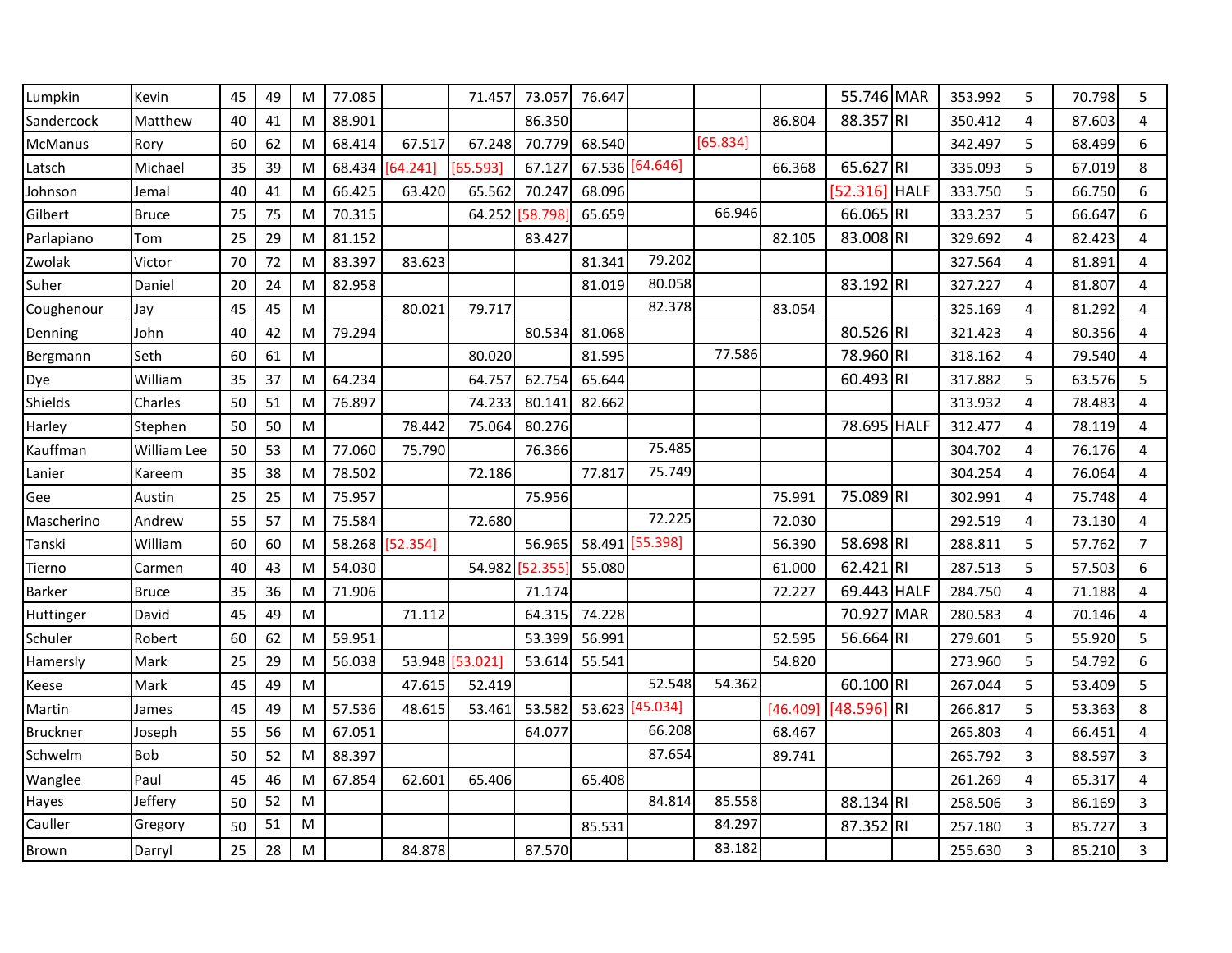| | | | | | | | | | | | | | | | | | | |
|---|---|---|---|---|---|---|---|---|---|---|---|---|---|---|---|---|---|---|
| Lumpkin | Kevin | 45 | 49 | M | 77.085 | | 71.457 | 73.057 | 76.647 | | | | 55.746 | MAR | 353.992 | 5 | 70.798 | 5 |
| Sandercock | Matthew | 40 | 41 | M | 88.901 | | | 86.350 | | | | 86.804 | 88.357 | RI | 350.412 | 4 | 87.603 | 4 |
| McManus | Rory | 60 | 62 | M | 68.414 | 67.517 | 67.248 | 70.779 | 68.540 | | [65.834] | | | | 342.497 | 5 | 68.499 | 6 |
| Latsch | Michael | 35 | 39 | M | 68.434 | [64.241] | [65.593] | 67.127 | 67.536 | [64.646] | | 66.368 | 65.627 | RI | 335.093 | 5 | 67.019 | 8 |
| Johnson | Jemal | 40 | 41 | M | 66.425 | 63.420 | 65.562 | 70.247 | 68.096 | | | | [52.316] | HALF | 333.750 | 5 | 66.750 | 6 |
| Gilbert | Bruce | 75 | 75 | M | 70.315 | | 64.252 | [58.798] | 65.659 | | 66.946 | | 66.065 | RI | 333.237 | 5 | 66.647 | 6 |
| Parlapiano | Tom | 25 | 29 | M | 81.152 | | | 83.427 | | | | 82.105 | 83.008 | RI | 329.692 | 4 | 82.423 | 4 |
| Zwolak | Victor | 70 | 72 | M | 83.397 | 83.623 | | | 81.341 | 79.202 | | | | | 327.564 | 4 | 81.891 | 4 |
| Suher | Daniel | 20 | 24 | M | 82.958 | | | | 81.019 | 80.058 | | | 83.192 | RI | 327.227 | 4 | 81.807 | 4 |
| Coughenour | Jay | 45 | 45 | M | | 80.021 | 79.717 | | | 82.378 | | 83.054 | | | 325.169 | 4 | 81.292 | 4 |
| Denning | John | 40 | 42 | M | 79.294 | | | 80.534 | 81.068 | | | | 80.526 | RI | 321.423 | 4 | 80.356 | 4 |
| Bergmann | Seth | 60 | 61 | M | | | 80.020 | | 81.595 | | 77.586 | | 78.960 | RI | 318.162 | 4 | 79.540 | 4 |
| Dye | William | 35 | 37 | M | 64.234 | | 64.757 | 62.754 | 65.644 | | | | 60.493 | RI | 317.882 | 5 | 63.576 | 5 |
| Shields | Charles | 50 | 51 | M | 76.897 | | 74.233 | 80.141 | 82.662 | | | | | | 313.932 | 4 | 78.483 | 4 |
| Harley | Stephen | 50 | 50 | M | | 78.442 | 75.064 | 80.276 | | | | | 78.695 | HALF | 312.477 | 4 | 78.119 | 4 |
| Kauffman | William Lee | 50 | 53 | M | 77.060 | 75.790 | | 76.366 | | 75.485 | | | | | 304.702 | 4 | 76.176 | 4 |
| Lanier | Kareem | 35 | 38 | M | 78.502 | | 72.186 | | 77.817 | 75.749 | | | | | 304.254 | 4 | 76.064 | 4 |
| Gee | Austin | 25 | 25 | M | 75.957 | | | 75.956 | | | | 75.991 | 75.089 | RI | 302.991 | 4 | 75.748 | 4 |
| Mascherino | Andrew | 55 | 57 | M | 75.584 | | 72.680 | | | 72.225 | | 72.030 | | | 292.519 | 4 | 73.130 | 4 |
| Tanski | William | 60 | 60 | M | 58.268 | [52.354] | | 56.965 | 58.491 | [55.398] | | 56.390 | 58.698 | RI | 288.811 | 5 | 57.762 | 7 |
| Tierno | Carmen | 40 | 43 | M | 54.030 | | 54.982 | [52.355] | 55.080 | | | 61.000 | 62.421 | RI | 287.513 | 5 | 57.503 | 6 |
| Barker | Bruce | 35 | 36 | M | 71.906 | | | 71.174 | | | | 72.227 | 69.443 | HALF | 284.750 | 4 | 71.188 | 4 |
| Huttinger | David | 45 | 49 | M | | 71.112 | | 64.315 | 74.228 | | | | 70.927 | MAR | 280.583 | 4 | 70.146 | 4 |
| Schuler | Robert | 60 | 62 | M | 59.951 | | | 53.399 | 56.991 | | | 52.595 | 56.664 | RI | 279.601 | 5 | 55.920 | 5 |
| Hamersly | Mark | 25 | 29 | M | 56.038 | 53.948 | [53.021] | 53.614 | 55.541 | | | 54.820 | | | 273.960 | 5 | 54.792 | 6 |
| Keese | Mark | 45 | 49 | M | | 47.615 | 52.419 | | | 52.548 | 54.362 | | 60.100 | RI | 267.044 | 5 | 53.409 | 5 |
| Martin | James | 45 | 49 | M | 57.536 | 48.615 | 53.461 | 53.582 | 53.623 | [45.034] | | [46.409] | [48.596] | RI | 266.817 | 5 | 53.363 | 8 |
| Bruckner | Joseph | 55 | 56 | M | 67.051 | | | 64.077 | | 66.208 | | 68.467 | | | 265.803 | 4 | 66.451 | 4 |
| Schwelm | Bob | 50 | 52 | M | 88.397 | | | | | 87.654 | | 89.741 | | | 265.792 | 3 | 88.597 | 3 |
| Wanglee | Paul | 45 | 46 | M | 67.854 | 62.601 | 65.406 | | 65.408 | | | | | | 261.269 | 4 | 65.317 | 4 |
| Hayes | Jeffery | 50 | 52 | M | | | | | | 84.814 | 85.558 | | 88.134 | RI | 258.506 | 3 | 86.169 | 3 |
| Cauller | Gregory | 50 | 51 | M | | | | | 85.531 | | 84.297 | | 87.352 | RI | 257.180 | 3 | 85.727 | 3 |
| Brown | Darryl | 25 | 28 | M | | 84.878 | | 87.570 | | | 83.182 | | | | 255.630 | 3 | 85.210 | 3 |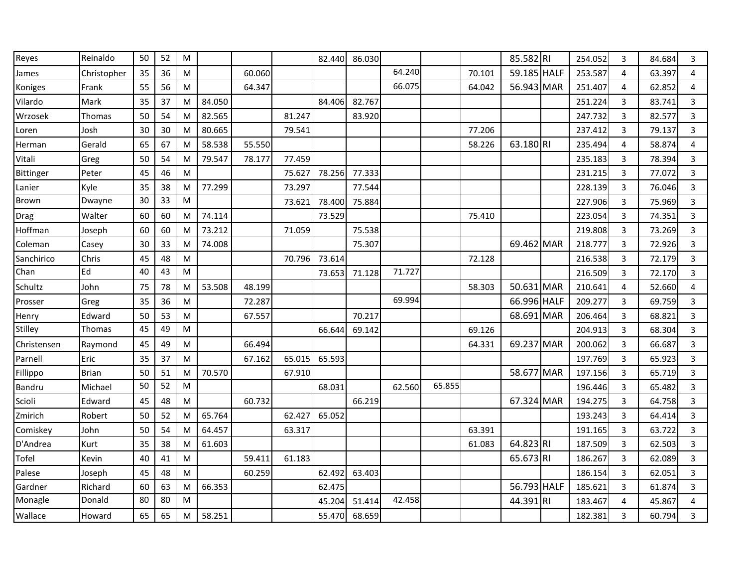| | | | | | | | | | | | | | | | | | | |
|---|---|---|---|---|---|---|---|---|---|---|---|---|---|---|---|---|---|---|
| Reyes | Reinaldo | 50 | 52 | M | | | | 82.440 | 86.030 | | | | 85.582 | RI | 254.052 | 3 | 84.684 | 3 |
| James | Christopher | 35 | 36 | M | | 60.060 | | | | 64.240 | | 70.101 | 59.185 | HALF | 253.587 | 4 | 63.397 | 4 |
| Koniges | Frank | 55 | 56 | M | | 64.347 | | | | 66.075 | | 64.042 | 56.943 | MAR | 251.407 | 4 | 62.852 | 4 |
| Vilardo | Mark | 35 | 37 | M | 84.050 | | | 84.406 | 82.767 | | | | | | 251.224 | 3 | 83.741 | 3 |
| Wrzosek | Thomas | 50 | 54 | M | 82.565 | | 81.247 | | 83.920 | | | | | | 247.732 | 3 | 82.577 | 3 |
| Loren | Josh | 30 | 30 | M | 80.665 | | 79.541 | | | | | 77.206 | | | 237.412 | 3 | 79.137 | 3 |
| Herman | Gerald | 65 | 67 | M | 58.538 | 55.550 | | | | | | 58.226 | 63.180 | RI | 235.494 | 4 | 58.874 | 4 |
| Vitali | Greg | 50 | 54 | M | 79.547 | 78.177 | 77.459 | | | | | | | | 235.183 | 3 | 78.394 | 3 |
| Bittinger | Peter | 45 | 46 | M | | | 75.627 | 78.256 | 77.333 | | | | | | 231.215 | 3 | 77.072 | 3 |
| Lanier | Kyle | 35 | 38 | M | 77.299 | | 73.297 | | 77.544 | | | | | | 228.139 | 3 | 76.046 | 3 |
| Brown | Dwayne | 30 | 33 | M | | | 73.621 | 78.400 | 75.884 | | | | | | 227.906 | 3 | 75.969 | 3 |
| Drag | Walter | 60 | 60 | M | 74.114 | | | 73.529 | | | | 75.410 | | | 223.054 | 3 | 74.351 | 3 |
| Hoffman | Joseph | 60 | 60 | M | 73.212 | | 71.059 | | 75.538 | | | | | | 219.808 | 3 | 73.269 | 3 |
| Coleman | Casey | 30 | 33 | M | 74.008 | | | | 75.307 | | | | 69.462 | MAR | 218.777 | 3 | 72.926 | 3 |
| Sanchirico | Chris | 45 | 48 | M | | | 70.796 | 73.614 | | | | 72.128 | | | 216.538 | 3 | 72.179 | 3 |
| Chan | Ed | 40 | 43 | M | | | | 73.653 | 71.128 | 71.727 | | | | | 216.509 | 3 | 72.170 | 3 |
| Schultz | John | 75 | 78 | M | 53.508 | 48.199 | | | | | | 58.303 | 50.631 | MAR | 210.641 | 4 | 52.660 | 4 |
| Prosser | Greg | 35 | 36 | M | | 72.287 | | | | 69.994 | | | 66.996 | HALF | 209.277 | 3 | 69.759 | 3 |
| Henry | Edward | 50 | 53 | M | | 67.557 | | | 70.217 | | | | 68.691 | MAR | 206.464 | 3 | 68.821 | 3 |
| Stilley | Thomas | 45 | 49 | M | | | | 66.644 | 69.142 | | | 69.126 | | | 204.913 | 3 | 68.304 | 3 |
| Christensen | Raymond | 45 | 49 | M | | 66.494 | | | | | | 64.331 | 69.237 | MAR | 200.062 | 3 | 66.687 | 3 |
| Parnell | Eric | 35 | 37 | M | | 67.162 | 65.015 | 65.593 | | | | | | | 197.769 | 3 | 65.923 | 3 |
| Fillippo | Brian | 50 | 51 | M | 70.570 | | 67.910 | | | | | | 58.677 | MAR | 197.156 | 3 | 65.719 | 3 |
| Bandru | Michael | 50 | 52 | M | | | | 68.031 | | 62.560 | 65.855 | | | | 196.446 | 3 | 65.482 | 3 |
| Scioli | Edward | 45 | 48 | M | | 60.732 | | | 66.219 | | | | 67.324 | MAR | 194.275 | 3 | 64.758 | 3 |
| Zmirich | Robert | 50 | 52 | M | 65.764 | | 62.427 | 65.052 | | | | | | | 193.243 | 3 | 64.414 | 3 |
| Comiskey | John | 50 | 54 | M | 64.457 | | 63.317 | | | | | 63.391 | | | 191.165 | 3 | 63.722 | 3 |
| D'Andrea | Kurt | 35 | 38 | M | 61.603 | | | | | | | 61.083 | 64.823 | RI | 187.509 | 3 | 62.503 | 3 |
| Tofel | Kevin | 40 | 41 | M | | 59.411 | 61.183 | | | | | | 65.673 | RI | 186.267 | 3 | 62.089 | 3 |
| Palese | Joseph | 45 | 48 | M | | 60.259 | | 62.492 | 63.403 | | | | | | 186.154 | 3 | 62.051 | 3 |
| Gardner | Richard | 60 | 63 | M | 66.353 | | | 62.475 | | | | | 56.793 | HALF | 185.621 | 3 | 61.874 | 3 |
| Monagle | Donald | 80 | 80 | M | | | | 45.204 | 51.414 | 42.458 | | | 44.391 | RI | 183.467 | 4 | 45.867 | 4 |
| Wallace | Howard | 65 | 65 | M | 58.251 | | | 55.470 | 68.659 | | | | | | 182.381 | 3 | 60.794 | 3 |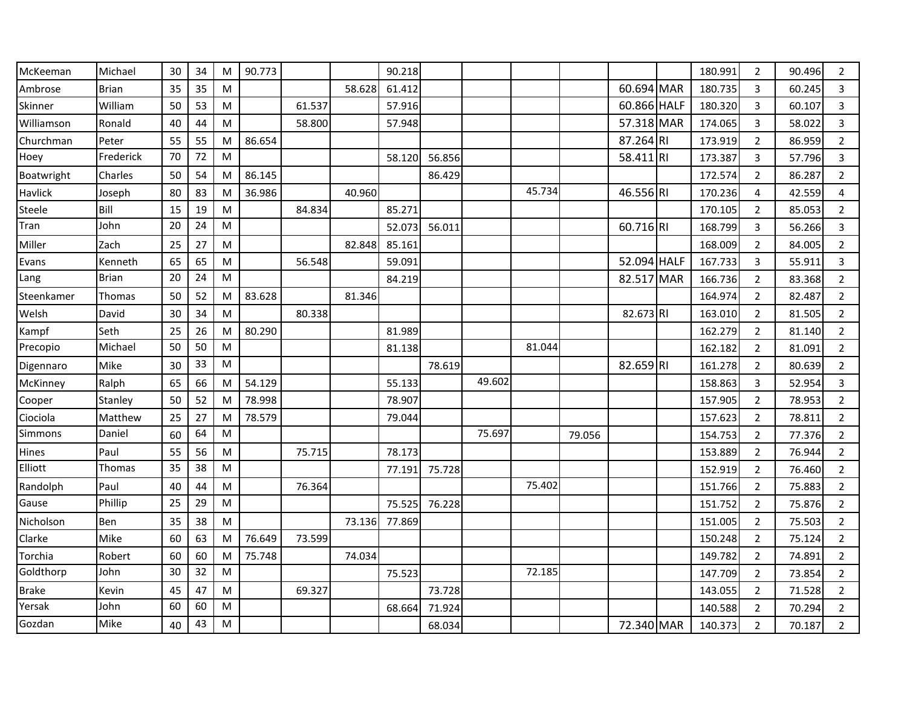| | | | | | | | | | | | | | | | | | | |
|---|---|---|---|---|---|---|---|---|---|---|---|---|---|---|---|---|---|---|
| McKeeman | Michael | 30 | 34 | M | 90.773 | | | 90.218 | | | | | | | 180.991 | 2 | 90.496 | 2 |
| Ambrose | Brian | 35 | 35 | M | | | 58.628 | 61.412 | | | | | 60.694 | MAR | 180.735 | 3 | 60.245 | 3 |
| Skinner | William | 50 | 53 | M | | 61.537 | | 57.916 | | | | | 60.866 | HALF | 180.320 | 3 | 60.107 | 3 |
| Williamson | Ronald | 40 | 44 | M | | 58.800 | | 57.948 | | | | | 57.318 | MAR | 174.065 | 3 | 58.022 | 3 |
| Churchman | Peter | 55 | 55 | M | 86.654 | | | | | | | | 87.264 | RI | 173.919 | 2 | 86.959 | 2 |
| Hoey | Frederick | 70 | 72 | M | | | | 58.120 | 56.856 | | | | 58.411 | RI | 173.387 | 3 | 57.796 | 3 |
| Boatwright | Charles | 50 | 54 | M | 86.145 | | | | 86.429 | | | | | | 172.574 | 2 | 86.287 | 2 |
| Havlick | Joseph | 80 | 83 | M | 36.986 | | 40.960 | | | | 45.734 | | 46.556 | RI | 170.236 | 4 | 42.559 | 4 |
| Steele | Bill | 15 | 19 | M | | 84.834 | | 85.271 | | | | | | | 170.105 | 2 | 85.053 | 2 |
| Tran | John | 20 | 24 | M | | | | 52.073 | 56.011 | | | | 60.716 | RI | 168.799 | 3 | 56.266 | 3 |
| Miller | Zach | 25 | 27 | M | | | 82.848 | 85.161 | | | | | | | 168.009 | 2 | 84.005 | 2 |
| Evans | Kenneth | 65 | 65 | M | | 56.548 | | 59.091 | | | | | 52.094 | HALF | 167.733 | 3 | 55.911 | 3 |
| Lang | Brian | 20 | 24 | M | | | | 84.219 | | | | | 82.517 | MAR | 166.736 | 2 | 83.368 | 2 |
| Steenkamer | Thomas | 50 | 52 | M | 83.628 | | 81.346 | | | | | | | | 164.974 | 2 | 82.487 | 2 |
| Welsh | David | 30 | 34 | M | | 80.338 | | | | | | | 82.673 | RI | 163.010 | 2 | 81.505 | 2 |
| Kampf | Seth | 25 | 26 | M | 80.290 | | | 81.989 | | | | | | | 162.279 | 2 | 81.140 | 2 |
| Precopio | Michael | 50 | 50 | M | | | | 81.138 | | | 81.044 | | | | 162.182 | 2 | 81.091 | 2 |
| Digennaro | Mike | 30 | 33 | M | | | | | 78.619 | | | | 82.659 | RI | 161.278 | 2 | 80.639 | 2 |
| McKinney | Ralph | 65 | 66 | M | 54.129 | | | 55.133 | | 49.602 | | | | | 158.863 | 3 | 52.954 | 3 |
| Cooper | Stanley | 50 | 52 | M | 78.998 | | | 78.907 | | | | | | | 157.905 | 2 | 78.953 | 2 |
| Ciociola | Matthew | 25 | 27 | M | 78.579 | | | 79.044 | | | | | | | 157.623 | 2 | 78.811 | 2 |
| Simmons | Daniel | 60 | 64 | M | | | | | | 75.697 | | 79.056 | | | 154.753 | 2 | 77.376 | 2 |
| Hines | Paul | 55 | 56 | M | | 75.715 | | 78.173 | | | | | | | 153.889 | 2 | 76.944 | 2 |
| Elliott | Thomas | 35 | 38 | M | | | | 77.191 | 75.728 | | | | | | 152.919 | 2 | 76.460 | 2 |
| Randolph | Paul | 40 | 44 | M | | 76.364 | | | | | 75.402 | | | | 151.766 | 2 | 75.883 | 2 |
| Gause | Phillip | 25 | 29 | M | | | | 75.525 | 76.228 | | | | | | 151.752 | 2 | 75.876 | 2 |
| Nicholson | Ben | 35 | 38 | M | | | 73.136 | 77.869 | | | | | | | 151.005 | 2 | 75.503 | 2 |
| Clarke | Mike | 60 | 63 | M | 76.649 | 73.599 | | | | | | | | | 150.248 | 2 | 75.124 | 2 |
| Torchia | Robert | 60 | 60 | M | 75.748 | | 74.034 | | | | | | | | 149.782 | 2 | 74.891 | 2 |
| Goldthorp | John | 30 | 32 | M | | | | 75.523 | | | 72.185 | | | | 147.709 | 2 | 73.854 | 2 |
| Brake | Kevin | 45 | 47 | M | | 69.327 | | | 73.728 | | | | | | 143.055 | 2 | 71.528 | 2 |
| Yersak | John | 60 | 60 | M | | | | 68.664 | 71.924 | | | | | | 140.588 | 2 | 70.294 | 2 |
| Gozdan | Mike | 40 | 43 | M | | | | | 68.034 | | | | 72.340 | MAR | 140.373 | 2 | 70.187 | 2 |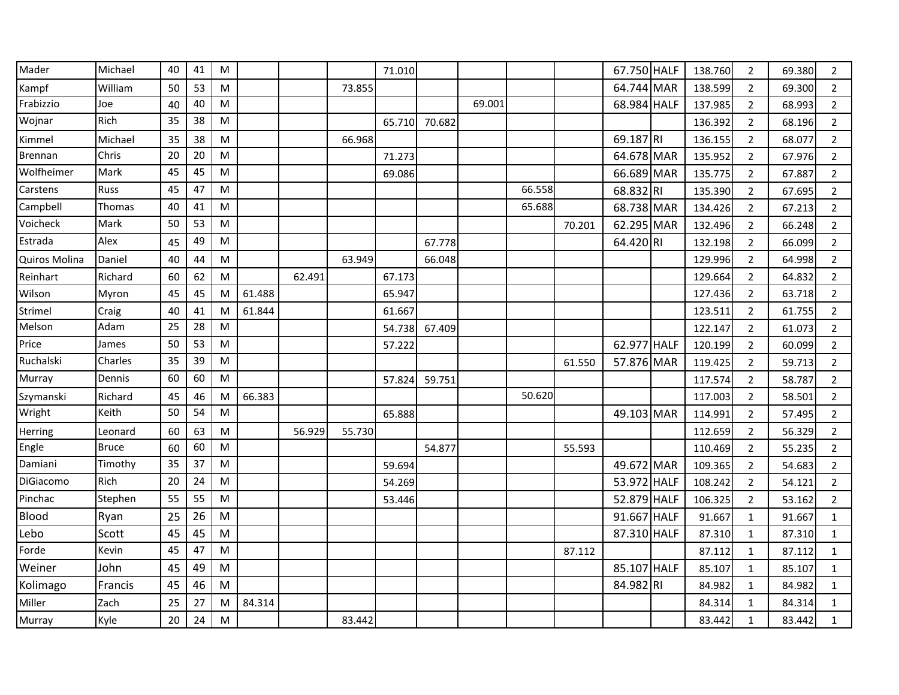| | | | | | | | | | | | | | | | | | | |
|---|---|---|---|---|---|---|---|---|---|---|---|---|---|---|---|---|---|---|
| Mader | Michael | 40 | 41 | M | | | | 71.010 | | | | | 67.750 | HALF | 138.760 | 2 | 69.380 | 2 |
| Kampf | William | 50 | 53 | M | | | 73.855 | | | | | | 64.744 | MAR | 138.599 | 2 | 69.300 | 2 |
| Frabizzio | Joe | 40 | 40 | M | | | | | | 69.001 | | | 68.984 | HALF | 137.985 | 2 | 68.993 | 2 |
| Wojnar | Rich | 35 | 38 | M | | | | 65.710 | 70.682 | | | | | | 136.392 | 2 | 68.196 | 2 |
| Kimmel | Michael | 35 | 38 | M | | | 66.968 | | | | | | 69.187 | RI | 136.155 | 2 | 68.077 | 2 |
| Brennan | Chris | 20 | 20 | M | | | | 71.273 | | | | | 64.678 | MAR | 135.952 | 2 | 67.976 | 2 |
| Wolfheimer | Mark | 45 | 45 | M | | | | 69.086 | | | | | 66.689 | MAR | 135.775 | 2 | 67.887 | 2 |
| Carstens | Russ | 45 | 47 | M | | | | | | | 66.558 | | 68.832 | RI | 135.390 | 2 | 67.695 | 2 |
| Campbell | Thomas | 40 | 41 | M | | | | | | | 65.688 | | 68.738 | MAR | 134.426 | 2 | 67.213 | 2 |
| Voicheck | Mark | 50 | 53 | M | | | | | | | | 70.201 | 62.295 | MAR | 132.496 | 2 | 66.248 | 2 |
| Estrada | Alex | 45 | 49 | M | | | | | 67.778 | | | | 64.420 | RI | 132.198 | 2 | 66.099 | 2 |
| Quiros Molina | Daniel | 40 | 44 | M | | | 63.949 | | 66.048 | | | | | | 129.996 | 2 | 64.998 | 2 |
| Reinhart | Richard | 60 | 62 | M | | 62.491 | | 67.173 | | | | | | | 129.664 | 2 | 64.832 | 2 |
| Wilson | Myron | 45 | 45 | M | 61.488 | | | 65.947 | | | | | | | 127.436 | 2 | 63.718 | 2 |
| Strimel | Craig | 40 | 41 | M | 61.844 | | | 61.667 | | | | | | | 123.511 | 2 | 61.755 | 2 |
| Melson | Adam | 25 | 28 | M | | | | 54.738 | 67.409 | | | | | | 122.147 | 2 | 61.073 | 2 |
| Price | James | 50 | 53 | M | | | | 57.222 | | | | | 62.977 | HALF | 120.199 | 2 | 60.099 | 2 |
| Ruchalski | Charles | 35 | 39 | M | | | | | | | | 61.550 | 57.876 | MAR | 119.425 | 2 | 59.713 | 2 |
| Murray | Dennis | 60 | 60 | M | | | | 57.824 | 59.751 | | | | | | 117.574 | 2 | 58.787 | 2 |
| Szymanski | Richard | 45 | 46 | M | 66.383 | | | | | | 50.620 | | | | 117.003 | 2 | 58.501 | 2 |
| Wright | Keith | 50 | 54 | M | | | | 65.888 | | | | | 49.103 | MAR | 114.991 | 2 | 57.495 | 2 |
| Herring | Leonard | 60 | 63 | M | | 56.929 | 55.730 | | | | | | | | 112.659 | 2 | 56.329 | 2 |
| Engle | Bruce | 60 | 60 | M | | | | | 54.877 | | | 55.593 | | | 110.469 | 2 | 55.235 | 2 |
| Damiani | Timothy | 35 | 37 | M | | | | 59.694 | | | | | 49.672 | MAR | 109.365 | 2 | 54.683 | 2 |
| DiGiacomo | Rich | 20 | 24 | M | | | | 54.269 | | | | | 53.972 | HALF | 108.242 | 2 | 54.121 | 2 |
| Pinchac | Stephen | 55 | 55 | M | | | | 53.446 | | | | | 52.879 | HALF | 106.325 | 2 | 53.162 | 2 |
| Blood | Ryan | 25 | 26 | M | | | | | | | | | 91.667 | HALF | 91.667 | 1 | 91.667 | 1 |
| Lebo | Scott | 45 | 45 | M | | | | | | | | | 87.310 | HALF | 87.310 | 1 | 87.310 | 1 |
| Forde | Kevin | 45 | 47 | M | | | | | | | | 87.112 | | | 87.112 | 1 | 87.112 | 1 |
| Weiner | John | 45 | 49 | M | | | | | | | | | 85.107 | HALF | 85.107 | 1 | 85.107 | 1 |
| Kolimago | Francis | 45 | 46 | M | | | | | | | | | 84.982 | RI | 84.982 | 1 | 84.982 | 1 |
| Miller | Zach | 25 | 27 | M | 84.314 | | | | | | | | | | 84.314 | 1 | 84.314 | 1 |
| Murray | Kyle | 20 | 24 | M | | | 83.442 | | | | | | | | 83.442 | 1 | 83.442 | 1 |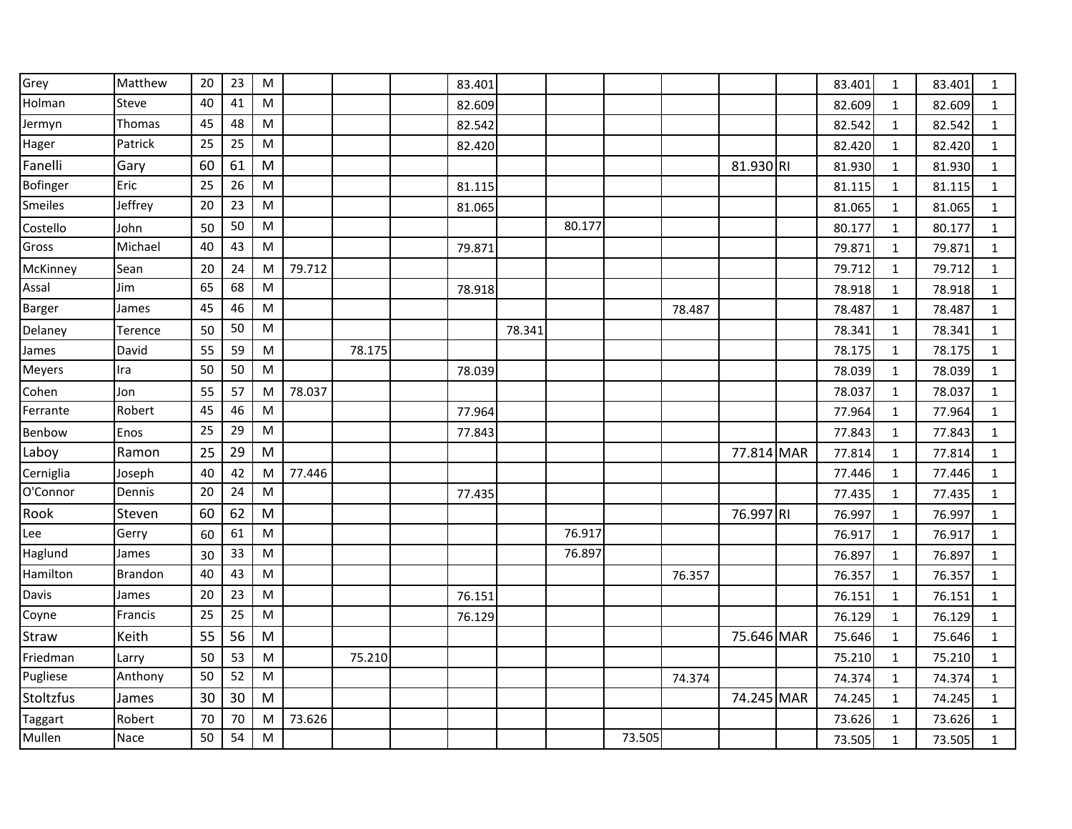| | | | | | | | | | | | | | | | | | | |
|---|---|---|---|---|---|---|---|---|---|---|---|---|---|---|---|---|---|---|
| Grey | Matthew | 20 | 23 | M | | | | 83.401 | | | | | | | 83.401 | 1 | 83.401 | 1 |
| Holman | Steve | 40 | 41 | M | | | | 82.609 | | | | | | | 82.609 | 1 | 82.609 | 1 |
| Jermyn | Thomas | 45 | 48 | M | | | | 82.542 | | | | | | | 82.542 | 1 | 82.542 | 1 |
| Hager | Patrick | 25 | 25 | M | | | | 82.420 | | | | | | | 82.420 | 1 | 82.420 | 1 |
| Fanelli | Gary | 60 | 61 | M | | | | | | | | | 81.930 | RI | 81.930 | 1 | 81.930 | 1 |
| Bofinger | Eric | 25 | 26 | M | | | | 81.115 | | | | | | | 81.115 | 1 | 81.115 | 1 |
| Smeiles | Jeffrey | 20 | 23 | M | | | | 81.065 | | | | | | | 81.065 | 1 | 81.065 | 1 |
| Costello | John | 50 | 50 | M | | | | | | 80.177 | | | | | 80.177 | 1 | 80.177 | 1 |
| Gross | Michael | 40 | 43 | M | | | | 79.871 | | | | | | | 79.871 | 1 | 79.871 | 1 |
| McKinney | Sean | 20 | 24 | M | 79.712 | | | | | | | | | | 79.712 | 1 | 79.712 | 1 |
| Assal | Jim | 65 | 68 | M | | | | 78.918 | | | | | | | 78.918 | 1 | 78.918 | 1 |
| Barger | James | 45 | 46 | M | | | | | | | | 78.487 | | | 78.487 | 1 | 78.487 | 1 |
| Delaney | Terence | 50 | 50 | M | | | | | 78.341 | | | | | | 78.341 | 1 | 78.341 | 1 |
| James | David | 55 | 59 | M | | 78.175 | | | | | | | | | 78.175 | 1 | 78.175 | 1 |
| Meyers | Ira | 50 | 50 | M | | | | 78.039 | | | | | | | 78.039 | 1 | 78.039 | 1 |
| Cohen | Jon | 55 | 57 | M | 78.037 | | | | | | | | | | 78.037 | 1 | 78.037 | 1 |
| Ferrante | Robert | 45 | 46 | M | | | | 77.964 | | | | | | | 77.964 | 1 | 77.964 | 1 |
| Benbow | Enos | 25 | 29 | M | | | | 77.843 | | | | | | | 77.843 | 1 | 77.843 | 1 |
| Laboy | Ramon | 25 | 29 | M | | | | | | | | | 77.814 | MAR | 77.814 | 1 | 77.814 | 1 |
| Cerniglia | Joseph | 40 | 42 | M | 77.446 | | | | | | | | | | 77.446 | 1 | 77.446 | 1 |
| O'Connor | Dennis | 20 | 24 | M | | | | 77.435 | | | | | | | 77.435 | 1 | 77.435 | 1 |
| Rook | Steven | 60 | 62 | M | | | | | | | | | 76.997 | RI | 76.997 | 1 | 76.997 | 1 |
| Lee | Gerry | 60 | 61 | M | | | | | | 76.917 | | | | | 76.917 | 1 | 76.917 | 1 |
| Haglund | James | 30 | 33 | M | | | | | | 76.897 | | | | | 76.897 | 1 | 76.897 | 1 |
| Hamilton | Brandon | 40 | 43 | M | | | | | | | | 76.357 | | | 76.357 | 1 | 76.357 | 1 |
| Davis | James | 20 | 23 | M | | | | 76.151 | | | | | | | 76.151 | 1 | 76.151 | 1 |
| Coyne | Francis | 25 | 25 | M | | | | 76.129 | | | | | | | 76.129 | 1 | 76.129 | 1 |
| Straw | Keith | 55 | 56 | M | | | | | | | | | 75.646 | MAR | 75.646 | 1 | 75.646 | 1 |
| Friedman | Larry | 50 | 53 | M | | 75.210 | | | | | | | | | 75.210 | 1 | 75.210 | 1 |
| Pugliese | Anthony | 50 | 52 | M | | | | | | | | 74.374 | | | 74.374 | 1 | 74.374 | 1 |
| Stoltzfus | James | 30 | 30 | M | | | | | | | | | 74.245 | MAR | 74.245 | 1 | 74.245 | 1 |
| Taggart | Robert | 70 | 70 | M | 73.626 | | | | | | | | | | 73.626 | 1 | 73.626 | 1 |
| Mullen | Nace | 50 | 54 | M | | | | | | | 73.505 | | | | 73.505 | 1 | 73.505 | 1 |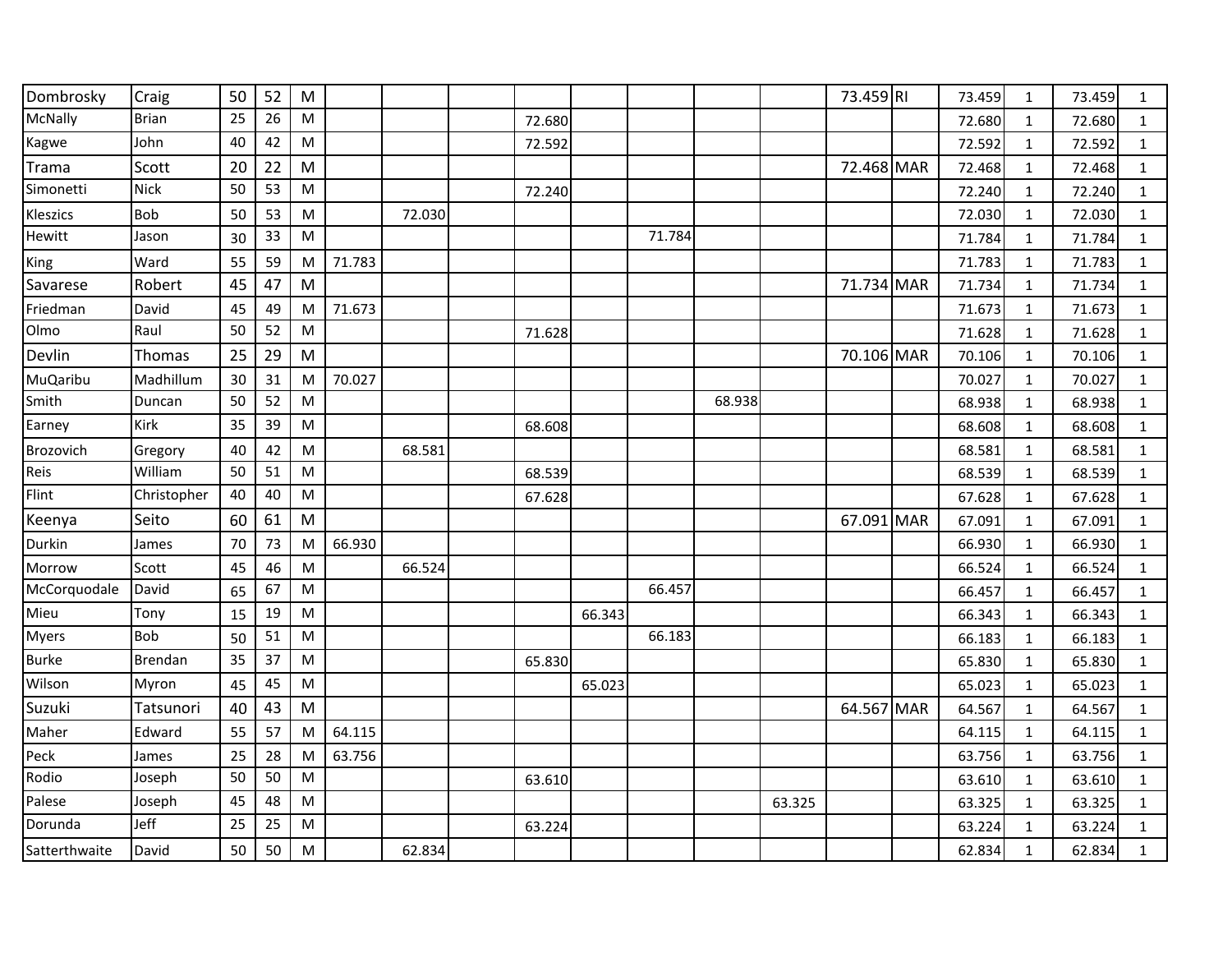| | | | | | | | | | | | | | | | | | | |
|---|---|---|---|---|---|---|---|---|---|---|---|---|---|---|---|---|---|---|
| Dombrosky | Craig | 50 | 52 | M | | | | | | | | | 73.459 | RI | 73.459 | 1 | 73.459 | 1 |
| McNally | Brian | 25 | 26 | M | | | | 72.680 | | | | | | | 72.680 | 1 | 72.680 | 1 |
| Kagwe | John | 40 | 42 | M | | | | 72.592 | | | | | | | 72.592 | 1 | 72.592 | 1 |
| Trama | Scott | 20 | 22 | M | | | | | | | | | 72.468 | MAR | 72.468 | 1 | 72.468 | 1 |
| Simonetti | Nick | 50 | 53 | M | | | | 72.240 | | | | | | | 72.240 | 1 | 72.240 | 1 |
| Kleszics | Bob | 50 | 53 | M | | 72.030 | | | | | | | | | 72.030 | 1 | 72.030 | 1 |
| Hewitt | Jason | 30 | 33 | M | | | | | | 71.784 | | | | | 71.784 | 1 | 71.784 | 1 |
| King | Ward | 55 | 59 | M | 71.783 | | | | | | | | | | 71.783 | 1 | 71.783 | 1 |
| Savarese | Robert | 45 | 47 | M | | | | | | | | | 71.734 | MAR | 71.734 | 1 | 71.734 | 1 |
| Friedman | David | 45 | 49 | M | 71.673 | | | | | | | | | | 71.673 | 1 | 71.673 | 1 |
| Olmo | Raul | 50 | 52 | M | | | | 71.628 | | | | | | | 71.628 | 1 | 71.628 | 1 |
| Devlin | Thomas | 25 | 29 | M | | | | | | | | | 70.106 | MAR | 70.106 | 1 | 70.106 | 1 |
| MuQaribu | Madhillum | 30 | 31 | M | 70.027 | | | | | | | | | | 70.027 | 1 | 70.027 | 1 |
| Smith | Duncan | 50 | 52 | M | | | | | | | 68.938 | | | | 68.938 | 1 | 68.938 | 1 |
| Earney | Kirk | 35 | 39 | M | | | | 68.608 | | | | | | | 68.608 | 1 | 68.608 | 1 |
| Brozovich | Gregory | 40 | 42 | M | | 68.581 | | | | | | | | | 68.581 | 1 | 68.581 | 1 |
| Reis | William | 50 | 51 | M | | | | 68.539 | | | | | | | 68.539 | 1 | 68.539 | 1 |
| Flint | Christopher | 40 | 40 | M | | | | 67.628 | | | | | | | 67.628 | 1 | 67.628 | 1 |
| Keenya | Seito | 60 | 61 | M | | | | | | | | | 67.091 | MAR | 67.091 | 1 | 67.091 | 1 |
| Durkin | James | 70 | 73 | M | 66.930 | | | | | | | | | | 66.930 | 1 | 66.930 | 1 |
| Morrow | Scott | 45 | 46 | M | | 66.524 | | | | | | | | | 66.524 | 1 | 66.524 | 1 |
| McCorquodale | David | 65 | 67 | M | | | | | | 66.457 | | | | | 66.457 | 1 | 66.457 | 1 |
| Mieu | Tony | 15 | 19 | M | | | | | 66.343 | | | | | | 66.343 | 1 | 66.343 | 1 |
| Myers | Bob | 50 | 51 | M | | | | | | 66.183 | | | | | 66.183 | 1 | 66.183 | 1 |
| Burke | Brendan | 35 | 37 | M | | | | 65.830 | | | | | | | 65.830 | 1 | 65.830 | 1 |
| Wilson | Myron | 45 | 45 | M | | | | | 65.023 | | | | | | 65.023 | 1 | 65.023 | 1 |
| Suzuki | Tatsunori | 40 | 43 | M | | | | | | | | | 64.567 | MAR | 64.567 | 1 | 64.567 | 1 |
| Maher | Edward | 55 | 57 | M | 64.115 | | | | | | | | | | 64.115 | 1 | 64.115 | 1 |
| Peck | James | 25 | 28 | M | 63.756 | | | | | | | | | | 63.756 | 1 | 63.756 | 1 |
| Rodio | Joseph | 50 | 50 | M | | | | 63.610 | | | | | | | 63.610 | 1 | 63.610 | 1 |
| Palese | Joseph | 45 | 48 | M | | | | | | | | 63.325 | | | 63.325 | 1 | 63.325 | 1 |
| Dorunda | Jeff | 25 | 25 | M | | | | 63.224 | | | | | | | 63.224 | 1 | 63.224 | 1 |
| Satterthwaite | David | 50 | 50 | M | | 62.834 | | | | | | | | | 62.834 | 1 | 62.834 | 1 |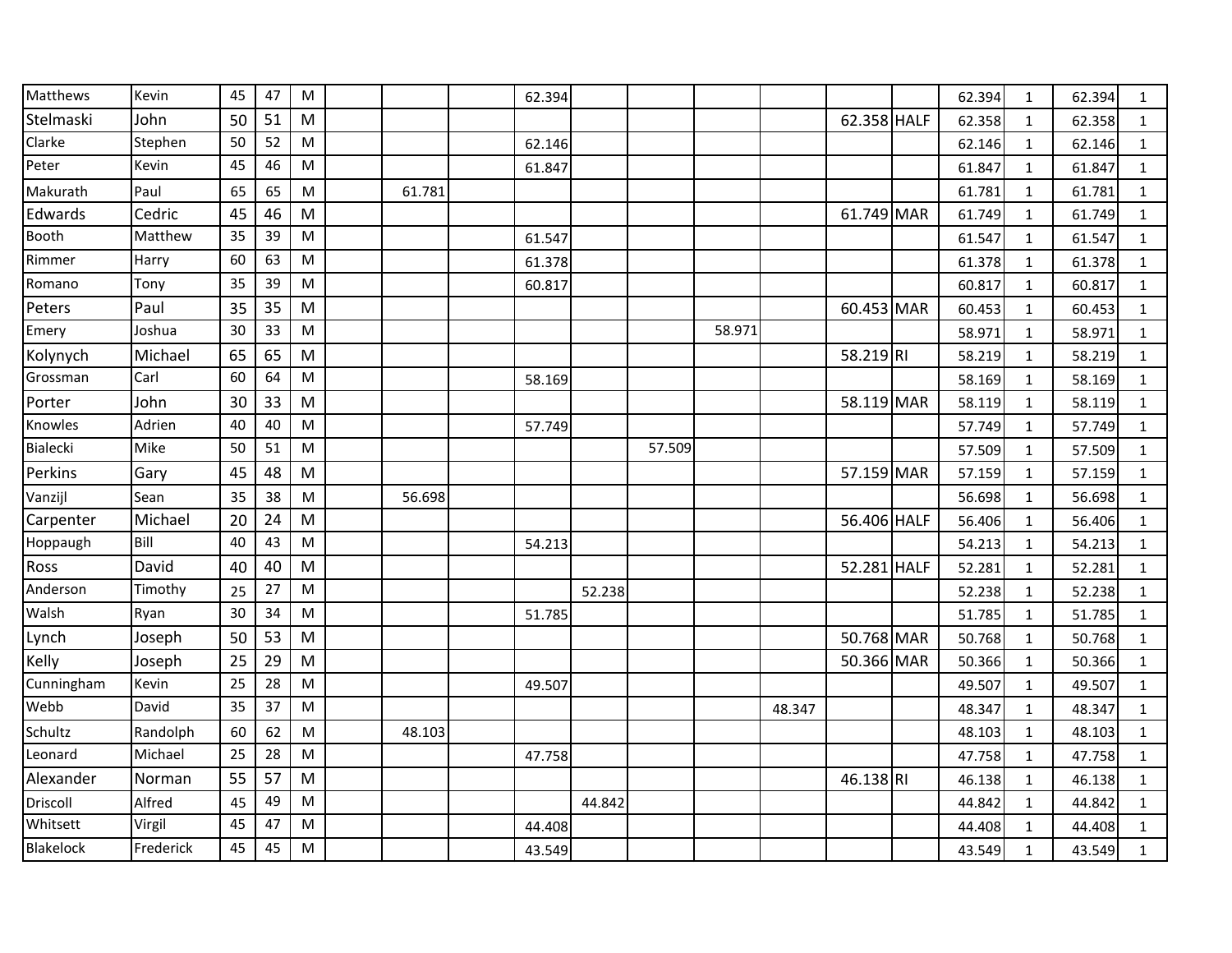| | | | | | | | | | | | | | | | | | | |
|---|---|---|---|---|---|---|---|---|---|---|---|---|---|---|---|---|---|---|
| Matthews | Kevin | 45 | 47 | M | | | | 62.394 | | | | | | | 62.394 | 1 | 62.394 | 1 |
| Stelmaski | John | 50 | 51 | M | | | | | | | | | 62.358 | HALF | 62.358 | 1 | 62.358 | 1 |
| Clarke | Stephen | 50 | 52 | M | | | | 62.146 | | | | | | | 62.146 | 1 | 62.146 | 1 |
| Peter | Kevin | 45 | 46 | M | | | | 61.847 | | | | | | | 61.847 | 1 | 61.847 | 1 |
| Makurath | Paul | 65 | 65 | M | | 61.781 | | | | | | | | | 61.781 | 1 | 61.781 | 1 |
| Edwards | Cedric | 45 | 46 | M | | | | | | | | | 61.749 | MAR | 61.749 | 1 | 61.749 | 1 |
| Booth | Matthew | 35 | 39 | M | | | | 61.547 | | | | | | | 61.547 | 1 | 61.547 | 1 |
| Rimmer | Harry | 60 | 63 | M | | | | 61.378 | | | | | | | 61.378 | 1 | 61.378 | 1 |
| Romano | Tony | 35 | 39 | M | | | | 60.817 | | | | | | | 60.817 | 1 | 60.817 | 1 |
| Peters | Paul | 35 | 35 | M | | | | | | | | | 60.453 | MAR | 60.453 | 1 | 60.453 | 1 |
| Emery | Joshua | 30 | 33 | M | | | | | | | 58.971 | | | | 58.971 | 1 | 58.971 | 1 |
| Kolynych | Michael | 65 | 65 | M | | | | | | | | | 58.219 | RI | 58.219 | 1 | 58.219 | 1 |
| Grossman | Carl | 60 | 64 | M | | | | 58.169 | | | | | | | 58.169 | 1 | 58.169 | 1 |
| Porter | John | 30 | 33 | M | | | | | | | | | 58.119 | MAR | 58.119 | 1 | 58.119 | 1 |
| Knowles | Adrien | 40 | 40 | M | | | | 57.749 | | | | | | | 57.749 | 1 | 57.749 | 1 |
| Bialecki | Mike | 50 | 51 | M | | | | | | 57.509 | | | | | 57.509 | 1 | 57.509 | 1 |
| Perkins | Gary | 45 | 48 | M | | | | | | | | | 57.159 | MAR | 57.159 | 1 | 57.159 | 1 |
| Vanzijl | Sean | 35 | 38 | M | | 56.698 | | | | | | | | | 56.698 | 1 | 56.698 | 1 |
| Carpenter | Michael | 20 | 24 | M | | | | | | | | | 56.406 | HALF | 56.406 | 1 | 56.406 | 1 |
| Hoppaugh | Bill | 40 | 43 | M | | | | 54.213 | | | | | | | 54.213 | 1 | 54.213 | 1 |
| Ross | David | 40 | 40 | M | | | | | | | | | 52.281 | HALF | 52.281 | 1 | 52.281 | 1 |
| Anderson | Timothy | 25 | 27 | M | | | | | 52.238 | | | | | | 52.238 | 1 | 52.238 | 1 |
| Walsh | Ryan | 30 | 34 | M | | | | 51.785 | | | | | | | 51.785 | 1 | 51.785 | 1 |
| Lynch | Joseph | 50 | 53 | M | | | | | | | | | 50.768 | MAR | 50.768 | 1 | 50.768 | 1 |
| Kelly | Joseph | 25 | 29 | M | | | | | | | | | 50.366 | MAR | 50.366 | 1 | 50.366 | 1 |
| Cunningham | Kevin | 25 | 28 | M | | | | 49.507 | | | | | | | 49.507 | 1 | 49.507 | 1 |
| Webb | David | 35 | 37 | M | | | | | | | | 48.347 | | | 48.347 | 1 | 48.347 | 1 |
| Schultz | Randolph | 60 | 62 | M | | 48.103 | | | | | | | | | 48.103 | 1 | 48.103 | 1 |
| Leonard | Michael | 25 | 28 | M | | | | 47.758 | | | | | | | 47.758 | 1 | 47.758 | 1 |
| Alexander | Norman | 55 | 57 | M | | | | | | | | | 46.138 | RI | 46.138 | 1 | 46.138 | 1 |
| Driscoll | Alfred | 45 | 49 | M | | | | | 44.842 | | | | | | 44.842 | 1 | 44.842 | 1 |
| Whitsett | Virgil | 45 | 47 | M | | | | 44.408 | | | | | | | 44.408 | 1 | 44.408 | 1 |
| Blakelock | Frederick | 45 | 45 | M | | | | 43.549 | | | | | | | 43.549 | 1 | 43.549 | 1 |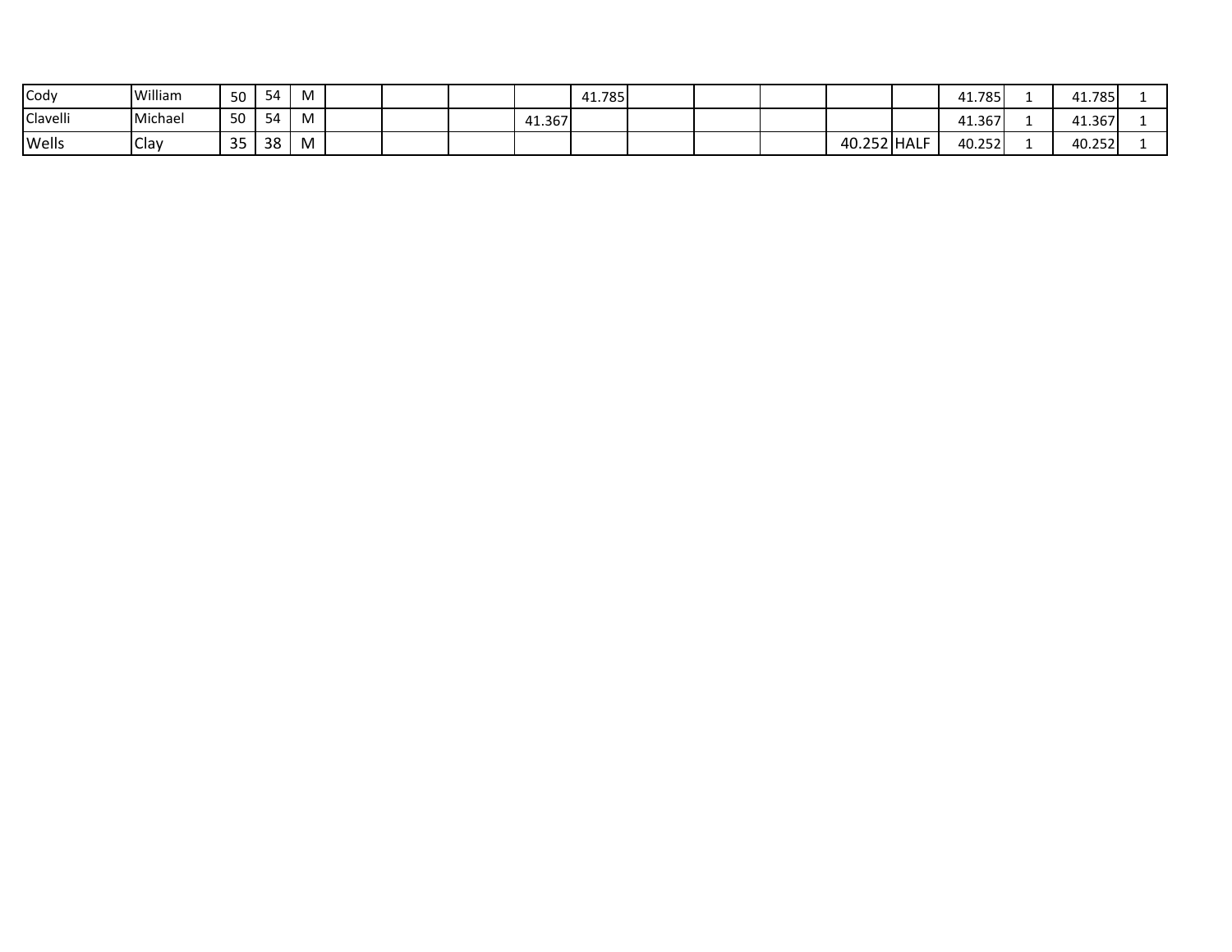| | | | | | | | | | | | | | | | | | | |
|---|---|---|---|---|---|---|---|---|---|---|---|---|---|---|---|---|---|---|
| Cody | William | 50 | 54 | M | | | | | 41.785 | | | | | | 41.785 | 1 | 41.785 | 1 |
| Clavelli | Michael | 50 | 54 | M | | | | 41.367 | | | | | | | 41.367 | 1 | 41.367 | 1 |
| Wells | Clay | 35 | 38 | M | | | | | | | | | 40.252 | HALF | 40.252 | 1 | 40.252 | 1 |